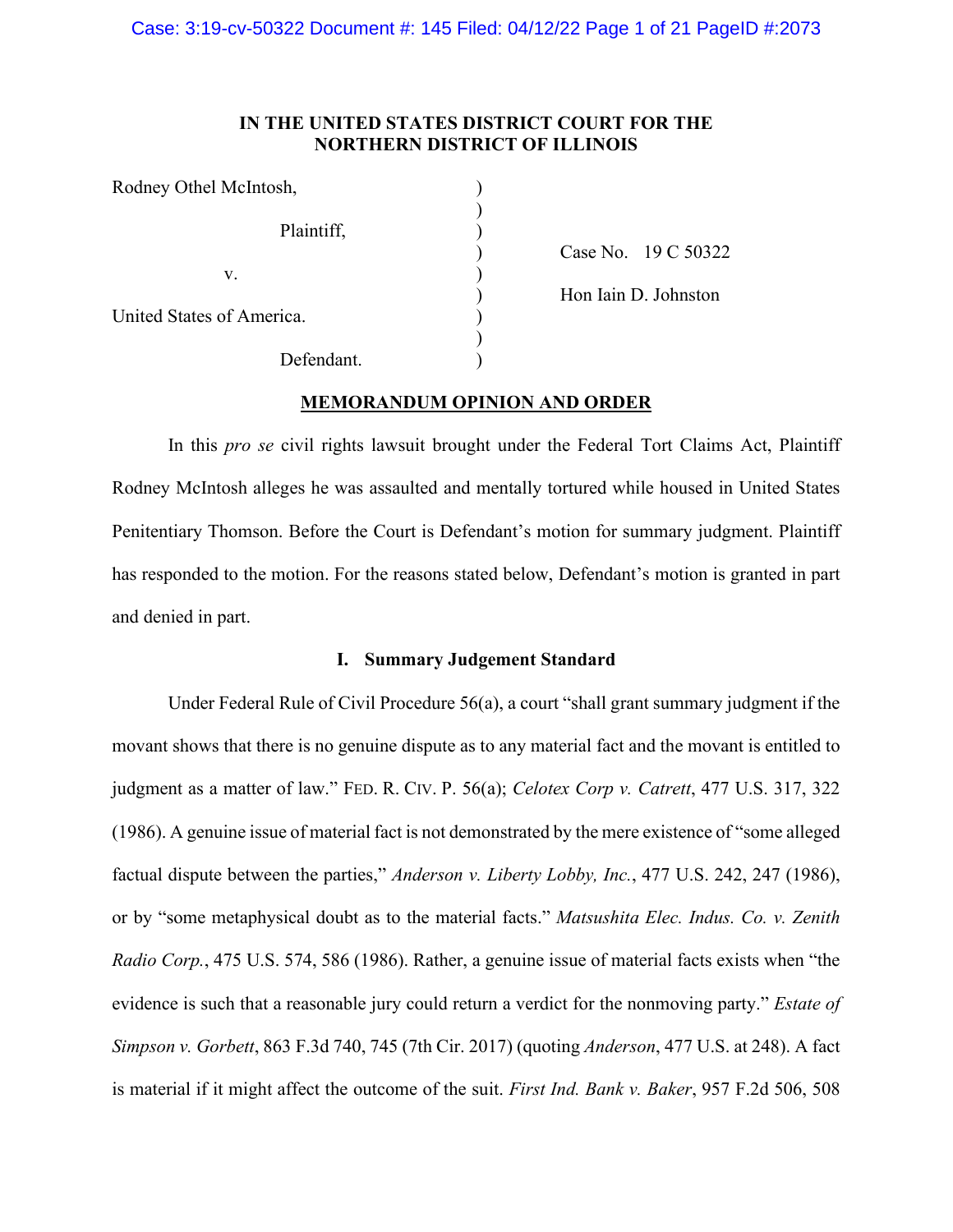**IN THE UNITED STATES DISTRICT COURT FOR THE NORTHERN DISTRICT OF ILLINOIS**

| | | |
|---|---|---|
| Rodney Othel McIntosh, | ) | |
| | ) | |
| Plaintiff, | ) | |
| | ) | Case No. 19 C 50322 |
| v. | ) | |
| | ) | Hon Iain D. Johnston |
| United States of America. | ) | |
| | ) | |
| Defendant. | ) | |

**MEMORANDUM OPINION AND ORDER**

In this *pro se* civil rights lawsuit brought under the Federal Tort Claims Act, Plaintiff Rodney McIntosh alleges he was assaulted and mentally tortured while housed in United States Penitentiary Thomson. Before the Court is Defendant's motion for summary judgment. Plaintiff has responded to the motion. For the reasons stated below, Defendant's motion is granted in part and denied in part.

## I. Summary Judgement Standard

Under Federal Rule of Civil Procedure 56(a), a court "shall grant summary judgment if the movant shows that there is no genuine dispute as to any material fact and the movant is entitled to judgment as a matter of law." FED. R. CIV. P. 56(a); *Celotex Corp v. Catrett*, 477 U.S. 317, 322 (1986). A genuine issue of material fact is not demonstrated by the mere existence of "some alleged factual dispute between the parties," *Anderson v. Liberty Lobby, Inc.*, 477 U.S. 242, 247 (1986), or by "some metaphysical doubt as to the material facts." *Matsushita Elec. Indus. Co. v. Zenith Radio Corp.*, 475 U.S. 574, 586 (1986). Rather, a genuine issue of material facts exists when "the evidence is such that a reasonable jury could return a verdict for the nonmoving party." *Estate of Simpson v. Gorbett*, 863 F.3d 740, 745 (7th Cir. 2017) (quoting *Anderson*, 477 U.S. at 248). A fact is material if it might affect the outcome of the suit. *First Ind. Bank v. Baker*, 957 F.2d 506, 508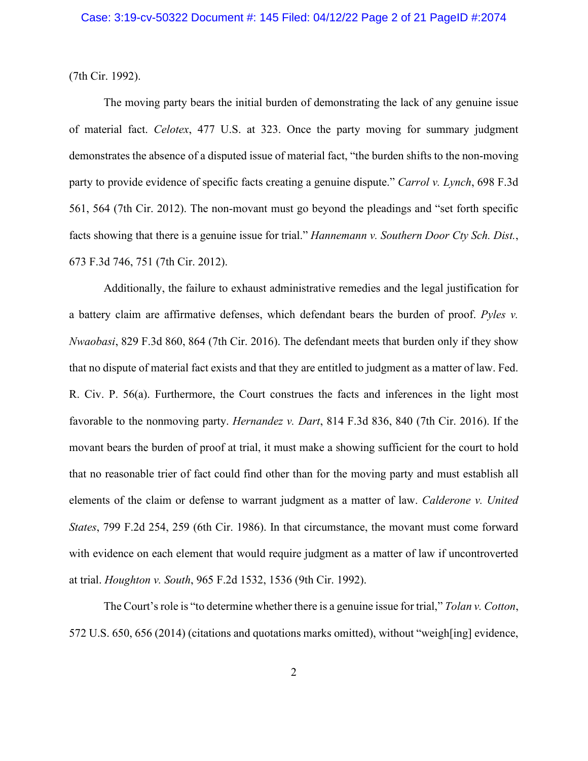(7th Cir. 1992).

The moving party bears the initial burden of demonstrating the lack of any genuine issue of material fact. *Celotex*, 477 U.S. at 323. Once the party moving for summary judgment demonstrates the absence of a disputed issue of material fact, "the burden shifts to the non-moving party to provide evidence of specific facts creating a genuine dispute." *Carrol v. Lynch*, 698 F.3d 561, 564 (7th Cir. 2012). The non-movant must go beyond the pleadings and "set forth specific facts showing that there is a genuine issue for trial." *Hannemann v. Southern Door Cty Sch. Dist.*, 673 F.3d 746, 751 (7th Cir. 2012).

Additionally, the failure to exhaust administrative remedies and the legal justification for a battery claim are affirmative defenses, which defendant bears the burden of proof. *Pyles v. Nwaobasi*, 829 F.3d 860, 864 (7th Cir. 2016). The defendant meets that burden only if they show that no dispute of material fact exists and that they are entitled to judgment as a matter of law. Fed. R. Civ. P. 56(a). Furthermore, the Court construes the facts and inferences in the light most favorable to the nonmoving party. *Hernandez v. Dart*, 814 F.3d 836, 840 (7th Cir. 2016). If the movant bears the burden of proof at trial, it must make a showing sufficient for the court to hold that no reasonable trier of fact could find other than for the moving party and must establish all elements of the claim or defense to warrant judgment as a matter of law. *Calderone v. United States*, 799 F.2d 254, 259 (6th Cir. 1986). In that circumstance, the movant must come forward with evidence on each element that would require judgment as a matter of law if uncontroverted at trial. *Houghton v. South*, 965 F.2d 1532, 1536 (9th Cir. 1992).

The Court's role is "to determine whether there is a genuine issue for trial," *Tolan v. Cotton*, 572 U.S. 650, 656 (2014) (citations and quotations marks omitted), without "weigh[ing] evidence,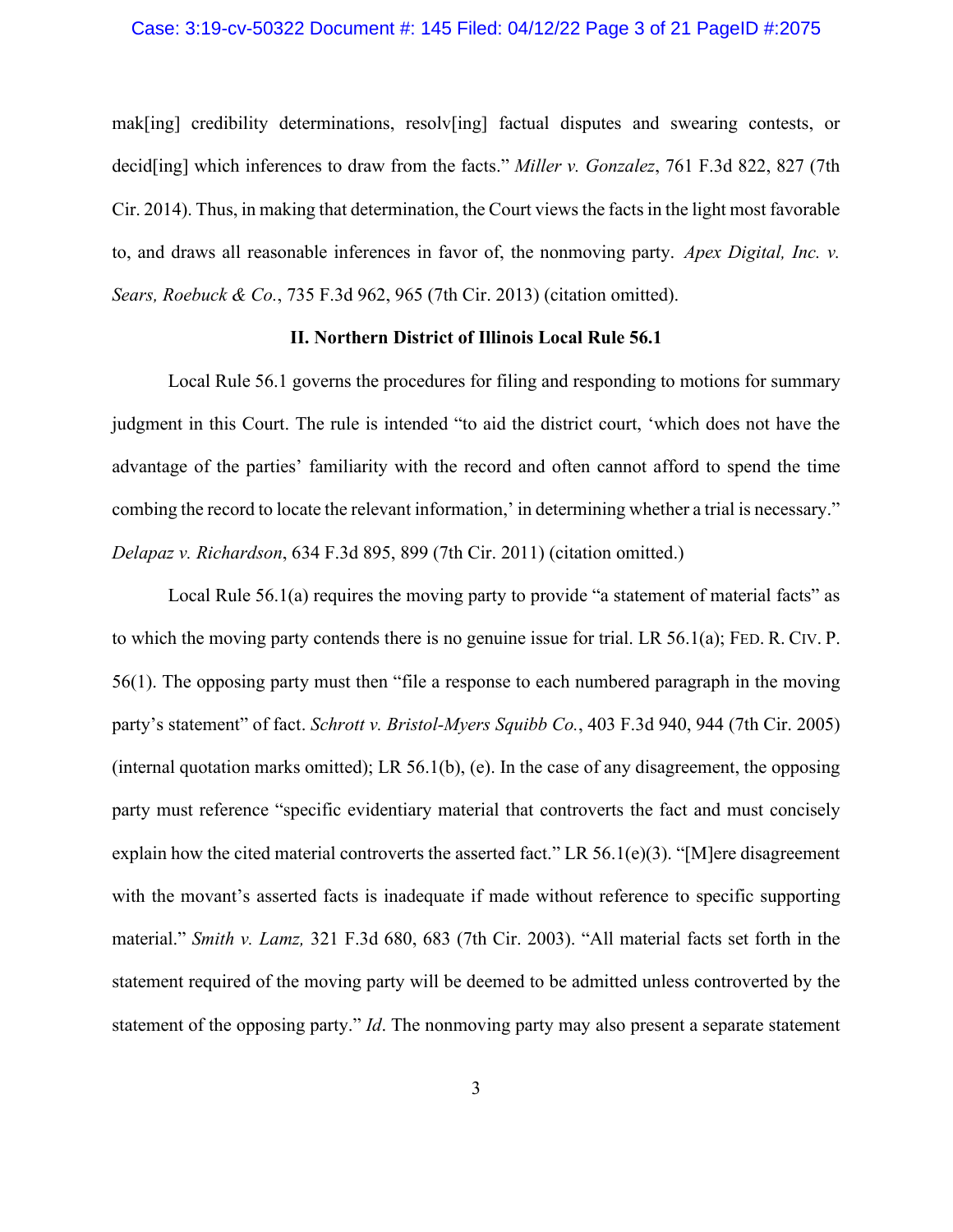mak[ing] credibility determinations, resolv[ing] factual disputes and swearing contests, or decid[ing] which inferences to draw from the facts." *Miller v. Gonzalez*, 761 F.3d 822, 827 (7th Cir. 2014). Thus, in making that determination, the Court views the facts in the light most favorable to, and draws all reasonable inferences in favor of, the nonmoving party. *Apex Digital, Inc. v. Sears, Roebuck & Co.*, 735 F.3d 962, 965 (7th Cir. 2013) (citation omitted).

## II. Northern District of Illinois Local Rule 56.1

Local Rule 56.1 governs the procedures for filing and responding to motions for summary judgment in this Court. The rule is intended "to aid the district court, 'which does not have the advantage of the parties' familiarity with the record and often cannot afford to spend the time combing the record to locate the relevant information,' in determining whether a trial is necessary." *Delapaz v. Richardson*, 634 F.3d 895, 899 (7th Cir. 2011) (citation omitted.)

Local Rule 56.1(a) requires the moving party to provide "a statement of material facts" as to which the moving party contends there is no genuine issue for trial. LR 56.1(a); FED. R. CIV. P. 56(1). The opposing party must then "file a response to each numbered paragraph in the moving party's statement" of fact. *Schrott v. Bristol-Myers Squibb Co.*, 403 F.3d 940, 944 (7th Cir. 2005) (internal quotation marks omitted); LR 56.1(b), (e). In the case of any disagreement, the opposing party must reference "specific evidentiary material that controverts the fact and must concisely explain how the cited material controverts the asserted fact." LR 56.1(e)(3). "[M]ere disagreement with the movant's asserted facts is inadequate if made without reference to specific supporting material." *Smith v. Lamz,* 321 F.3d 680, 683 (7th Cir. 2003). "All material facts set forth in the statement required of the moving party will be deemed to be admitted unless controverted by the statement of the opposing party." *Id*. The nonmoving party may also present a separate statement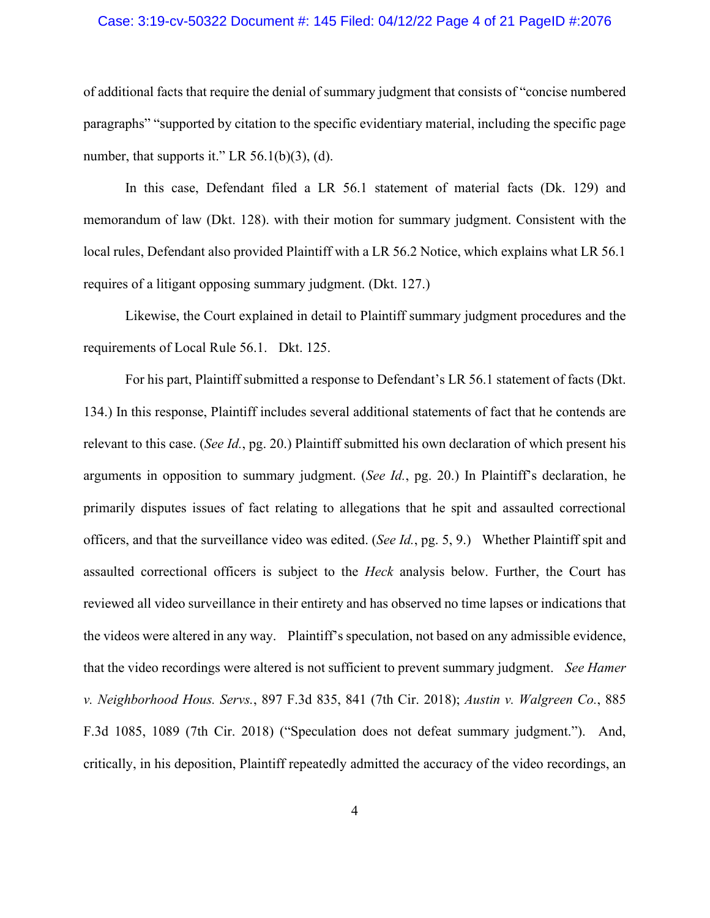of additional facts that require the denial of summary judgment that consists of "concise numbered paragraphs" "supported by citation to the specific evidentiary material, including the specific page number, that supports it." LR 56.1(b)(3), (d).

In this case, Defendant filed a LR 56.1 statement of material facts (Dk. 129) and memorandum of law (Dkt. 128). with their motion for summary judgment. Consistent with the local rules, Defendant also provided Plaintiff with a LR 56.2 Notice, which explains what LR 56.1 requires of a litigant opposing summary judgment. (Dkt. 127.)

Likewise, the Court explained in detail to Plaintiff summary judgment procedures and the requirements of Local Rule 56.1. Dkt. 125.

For his part, Plaintiff submitted a response to Defendant's LR 56.1 statement of facts (Dkt. 134.) In this response, Plaintiff includes several additional statements of fact that he contends are relevant to this case. (*See Id.*, pg. 20.) Plaintiff submitted his own declaration of which present his arguments in opposition to summary judgment. (*See Id.*, pg. 20.) In Plaintiff's declaration, he primarily disputes issues of fact relating to allegations that he spit and assaulted correctional officers, and that the surveillance video was edited. (*See Id.*, pg. 5, 9.) Whether Plaintiff spit and assaulted correctional officers is subject to the *Heck* analysis below. Further, the Court has reviewed all video surveillance in their entirety and has observed no time lapses or indications that the videos were altered in any way. Plaintiff's speculation, not based on any admissible evidence, that the video recordings were altered is not sufficient to prevent summary judgment. *See Hamer v. Neighborhood Hous. Servs.*, 897 F.3d 835, 841 (7th Cir. 2018); *Austin v. Walgreen Co.*, 885 F.3d 1085, 1089 (7th Cir. 2018) ("Speculation does not defeat summary judgment."). And, critically, in his deposition, Plaintiff repeatedly admitted the accuracy of the video recordings, an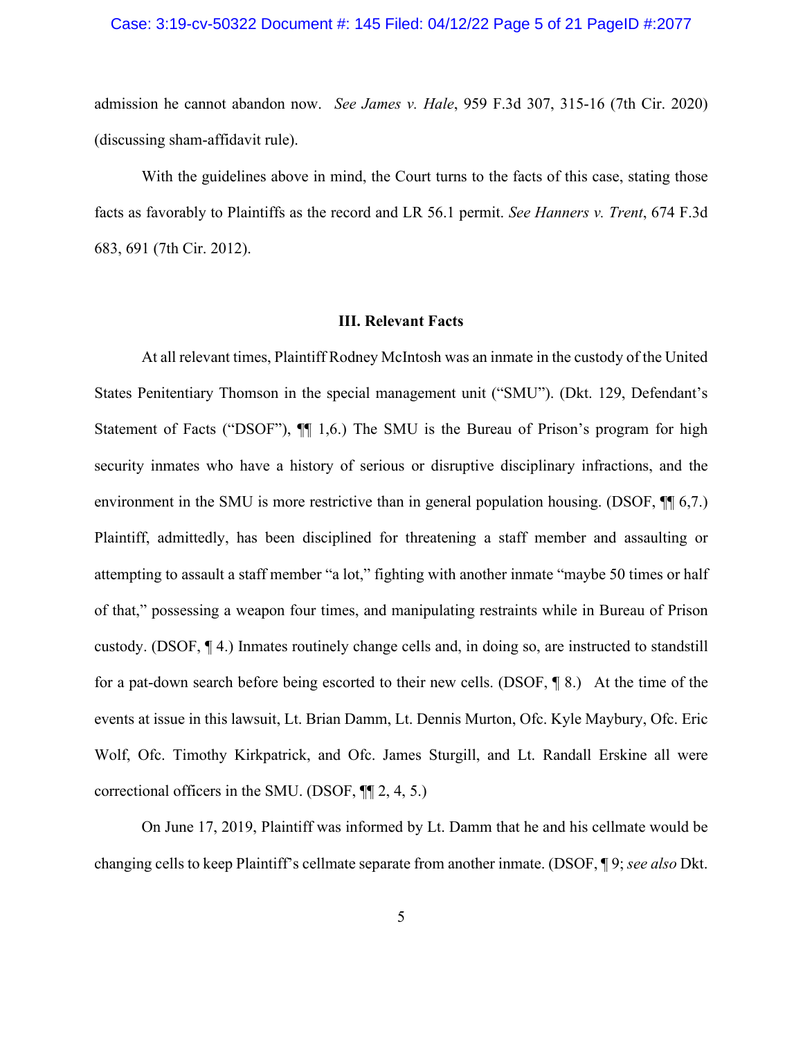admission he cannot abandon now. *See James v. Hale*, 959 F.3d 307, 315-16 (7th Cir. 2020) (discussing sham-affidavit rule).

With the guidelines above in mind, the Court turns to the facts of this case, stating those facts as favorably to Plaintiffs as the record and LR 56.1 permit. *See Hanners v. Trent*, 674 F.3d 683, 691 (7th Cir. 2012).

### III. Relevant Facts

At all relevant times, Plaintiff Rodney McIntosh was an inmate in the custody of the United States Penitentiary Thomson in the special management unit ("SMU"). (Dkt. 129, Defendant's Statement of Facts ("DSOF"), ¶¶ 1,6.) The SMU is the Bureau of Prison's program for high security inmates who have a history of serious or disruptive disciplinary infractions, and the environment in the SMU is more restrictive than in general population housing. (DSOF, ¶¶ 6,7.) Plaintiff, admittedly, has been disciplined for threatening a staff member and assaulting or attempting to assault a staff member "a lot," fighting with another inmate "maybe 50 times or half of that," possessing a weapon four times, and manipulating restraints while in Bureau of Prison custody. (DSOF, ¶ 4.) Inmates routinely change cells and, in doing so, are instructed to standstill for a pat-down search before being escorted to their new cells. (DSOF, ¶ 8.) At the time of the events at issue in this lawsuit, Lt. Brian Damm, Lt. Dennis Murton, Ofc. Kyle Maybury, Ofc. Eric Wolf, Ofc. Timothy Kirkpatrick, and Ofc. James Sturgill, and Lt. Randall Erskine all were correctional officers in the SMU. (DSOF, ¶¶ 2, 4, 5.)

On June 17, 2019, Plaintiff was informed by Lt. Damm that he and his cellmate would be changing cells to keep Plaintiff's cellmate separate from another inmate. (DSOF, ¶ 9; *see also* Dkt.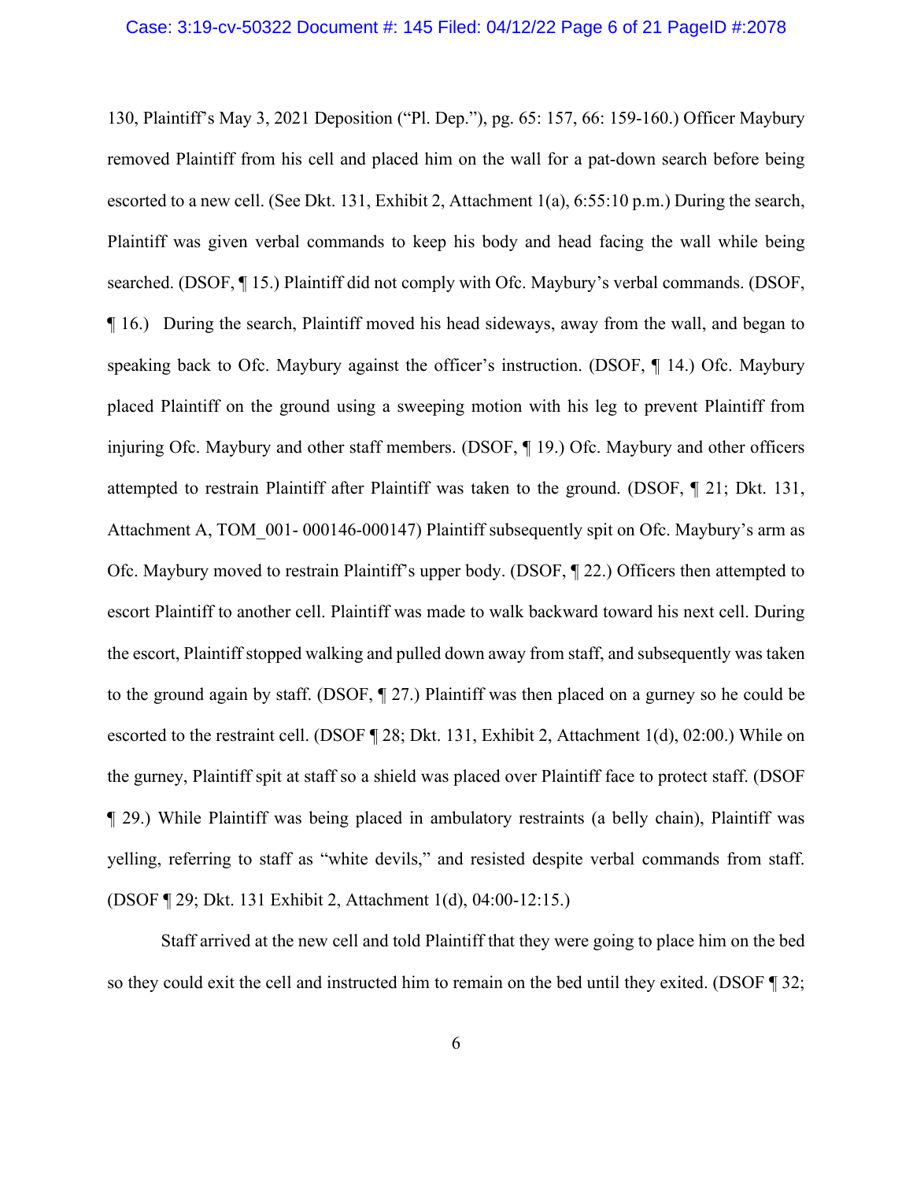130, Plaintiff's May 3, 2021 Deposition ("Pl. Dep."), pg. 65: 157, 66: 159-160.) Officer Maybury removed Plaintiff from his cell and placed him on the wall for a pat-down search before being escorted to a new cell. (See Dkt. 131, Exhibit 2, Attachment 1(a), 6:55:10 p.m.) During the search, Plaintiff was given verbal commands to keep his body and head facing the wall while being searched. (DSOF, ¶ 15.) Plaintiff did not comply with Ofc. Maybury's verbal commands. (DSOF, ¶ 16.) During the search, Plaintiff moved his head sideways, away from the wall, and began to speaking back to Ofc. Maybury against the officer's instruction. (DSOF, ¶ 14.) Ofc. Maybury placed Plaintiff on the ground using a sweeping motion with his leg to prevent Plaintiff from injuring Ofc. Maybury and other staff members. (DSOF, ¶ 19.) Ofc. Maybury and other officers attempted to restrain Plaintiff after Plaintiff was taken to the ground. (DSOF, ¶ 21; Dkt. 131, Attachment A, TOM_001- 000146-000147) Plaintiff subsequently spit on Ofc. Maybury's arm as Ofc. Maybury moved to restrain Plaintiff's upper body. (DSOF, ¶ 22.) Officers then attempted to escort Plaintiff to another cell. Plaintiff was made to walk backward toward his next cell. During the escort, Plaintiff stopped walking and pulled down away from staff, and subsequently was taken to the ground again by staff. (DSOF, ¶ 27.) Plaintiff was then placed on a gurney so he could be escorted to the restraint cell. (DSOF ¶ 28; Dkt. 131, Exhibit 2, Attachment 1(d), 02:00.) While on the gurney, Plaintiff spit at staff so a shield was placed over Plaintiff face to protect staff. (DSOF ¶ 29.) While Plaintiff was being placed in ambulatory restraints (a belly chain), Plaintiff was yelling, referring to staff as "white devils," and resisted despite verbal commands from staff. (DSOF ¶ 29; Dkt. 131 Exhibit 2, Attachment 1(d), 04:00-12:15.)

Staff arrived at the new cell and told Plaintiff that they were going to place him on the bed so they could exit the cell and instructed him to remain on the bed until they exited. (DSOF ¶ 32;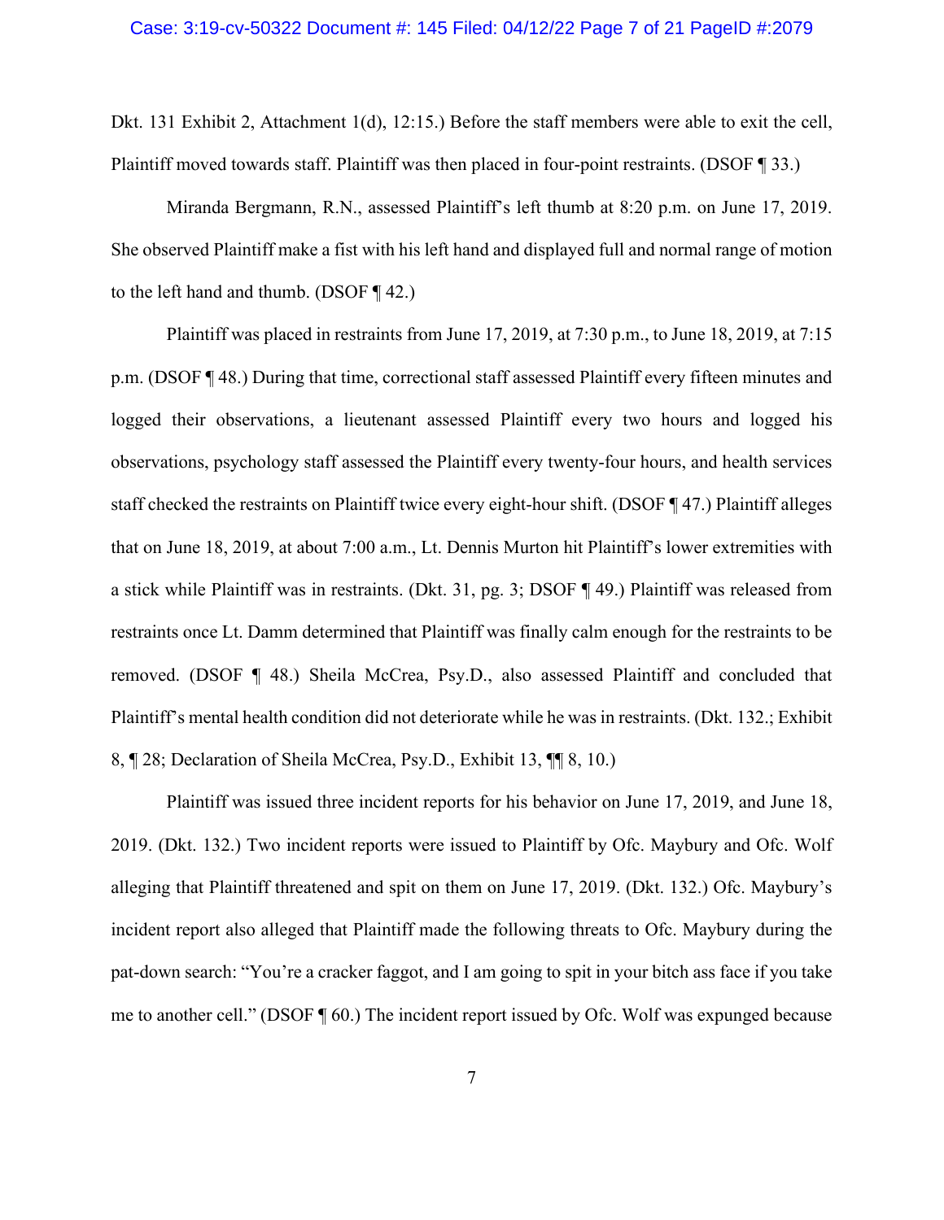Dkt. 131 Exhibit 2, Attachment 1(d), 12:15.) Before the staff members were able to exit the cell, Plaintiff moved towards staff. Plaintiff was then placed in four-point restraints. (DSOF ¶ 33.)

Miranda Bergmann, R.N., assessed Plaintiff's left thumb at 8:20 p.m. on June 17, 2019. She observed Plaintiff make a fist with his left hand and displayed full and normal range of motion to the left hand and thumb. (DSOF ¶ 42.)

Plaintiff was placed in restraints from June 17, 2019, at 7:30 p.m., to June 18, 2019, at 7:15 p.m. (DSOF ¶ 48.) During that time, correctional staff assessed Plaintiff every fifteen minutes and logged their observations, a lieutenant assessed Plaintiff every two hours and logged his observations, psychology staff assessed the Plaintiff every twenty-four hours, and health services staff checked the restraints on Plaintiff twice every eight-hour shift. (DSOF ¶ 47.) Plaintiff alleges that on June 18, 2019, at about 7:00 a.m., Lt. Dennis Murton hit Plaintiff's lower extremities with a stick while Plaintiff was in restraints. (Dkt. 31, pg. 3; DSOF ¶ 49.) Plaintiff was released from restraints once Lt. Damm determined that Plaintiff was finally calm enough for the restraints to be removed. (DSOF ¶ 48.) Sheila McCrea, Psy.D., also assessed Plaintiff and concluded that Plaintiff's mental health condition did not deteriorate while he was in restraints. (Dkt. 132.; Exhibit 8, ¶ 28; Declaration of Sheila McCrea, Psy.D., Exhibit 13, ¶¶ 8, 10.)

Plaintiff was issued three incident reports for his behavior on June 17, 2019, and June 18, 2019. (Dkt. 132.) Two incident reports were issued to Plaintiff by Ofc. Maybury and Ofc. Wolf alleging that Plaintiff threatened and spit on them on June 17, 2019. (Dkt. 132.) Ofc. Maybury's incident report also alleged that Plaintiff made the following threats to Ofc. Maybury during the pat-down search: "You're a cracker faggot, and I am going to spit in your bitch ass face if you take me to another cell." (DSOF ¶ 60.) The incident report issued by Ofc. Wolf was expunged because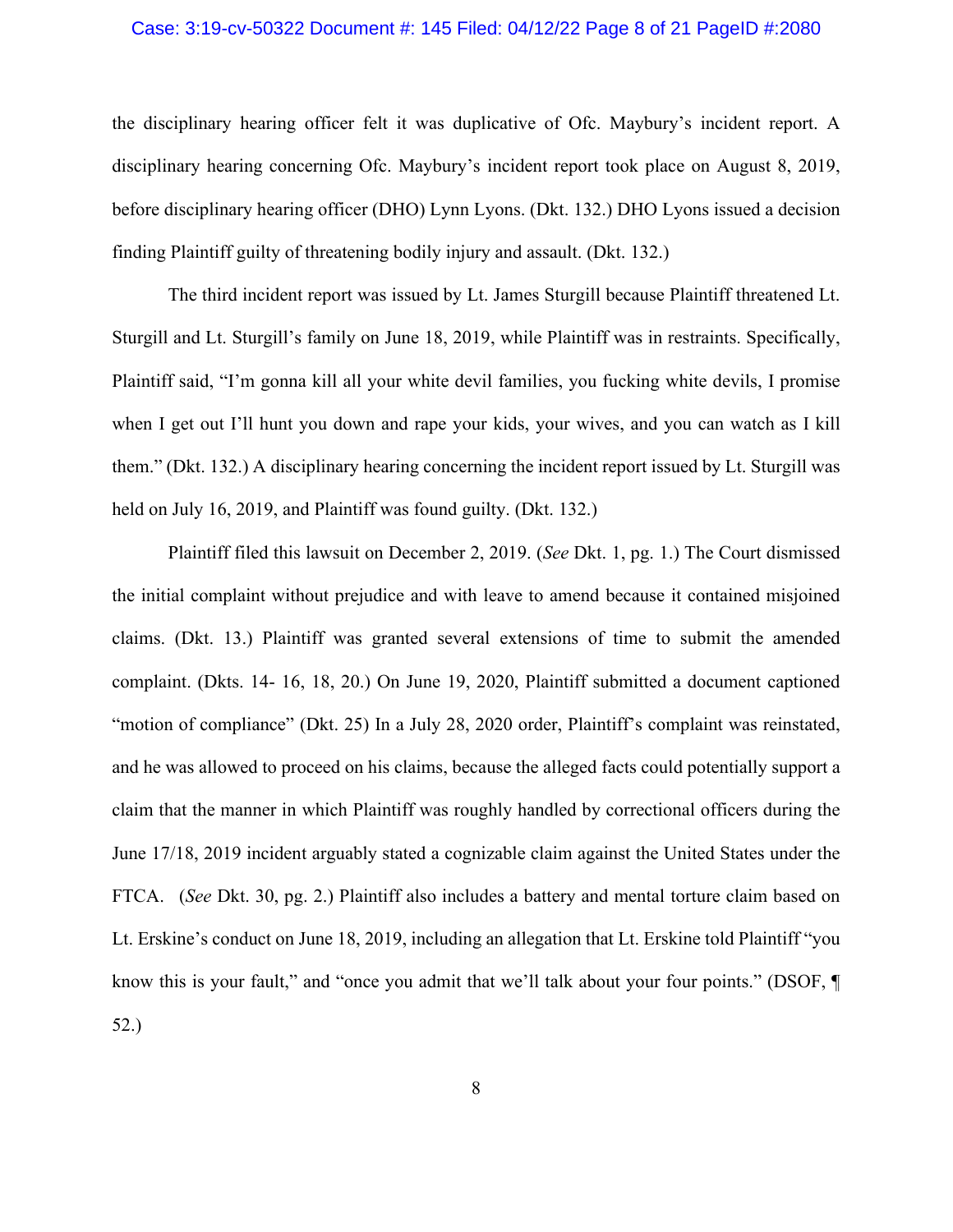the disciplinary hearing officer felt it was duplicative of Ofc. Maybury's incident report. A disciplinary hearing concerning Ofc. Maybury's incident report took place on August 8, 2019, before disciplinary hearing officer (DHO) Lynn Lyons. (Dkt. 132.) DHO Lyons issued a decision finding Plaintiff guilty of threatening bodily injury and assault. (Dkt. 132.)

The third incident report was issued by Lt. James Sturgill because Plaintiff threatened Lt. Sturgill and Lt. Sturgill's family on June 18, 2019, while Plaintiff was in restraints. Specifically, Plaintiff said, "I'm gonna kill all your white devil families, you fucking white devils, I promise when I get out I'll hunt you down and rape your kids, your wives, and you can watch as I kill them." (Dkt. 132.) A disciplinary hearing concerning the incident report issued by Lt. Sturgill was held on July 16, 2019, and Plaintiff was found guilty. (Dkt. 132.)

Plaintiff filed this lawsuit on December 2, 2019. (*See* Dkt. 1, pg. 1.) The Court dismissed the initial complaint without prejudice and with leave to amend because it contained misjoined claims. (Dkt. 13.) Plaintiff was granted several extensions of time to submit the amended complaint. (Dkts. 14- 16, 18, 20.) On June 19, 2020, Plaintiff submitted a document captioned "motion of compliance" (Dkt. 25) In a July 28, 2020 order, Plaintiff's complaint was reinstated, and he was allowed to proceed on his claims, because the alleged facts could potentially support a claim that the manner in which Plaintiff was roughly handled by correctional officers during the June 17/18, 2019 incident arguably stated a cognizable claim against the United States under the FTCA. (*See* Dkt. 30, pg. 2.) Plaintiff also includes a battery and mental torture claim based on Lt. Erskine's conduct on June 18, 2019, including an allegation that Lt. Erskine told Plaintiff "you know this is your fault," and "once you admit that we'll talk about your four points." (DSOF, ¶ 52.)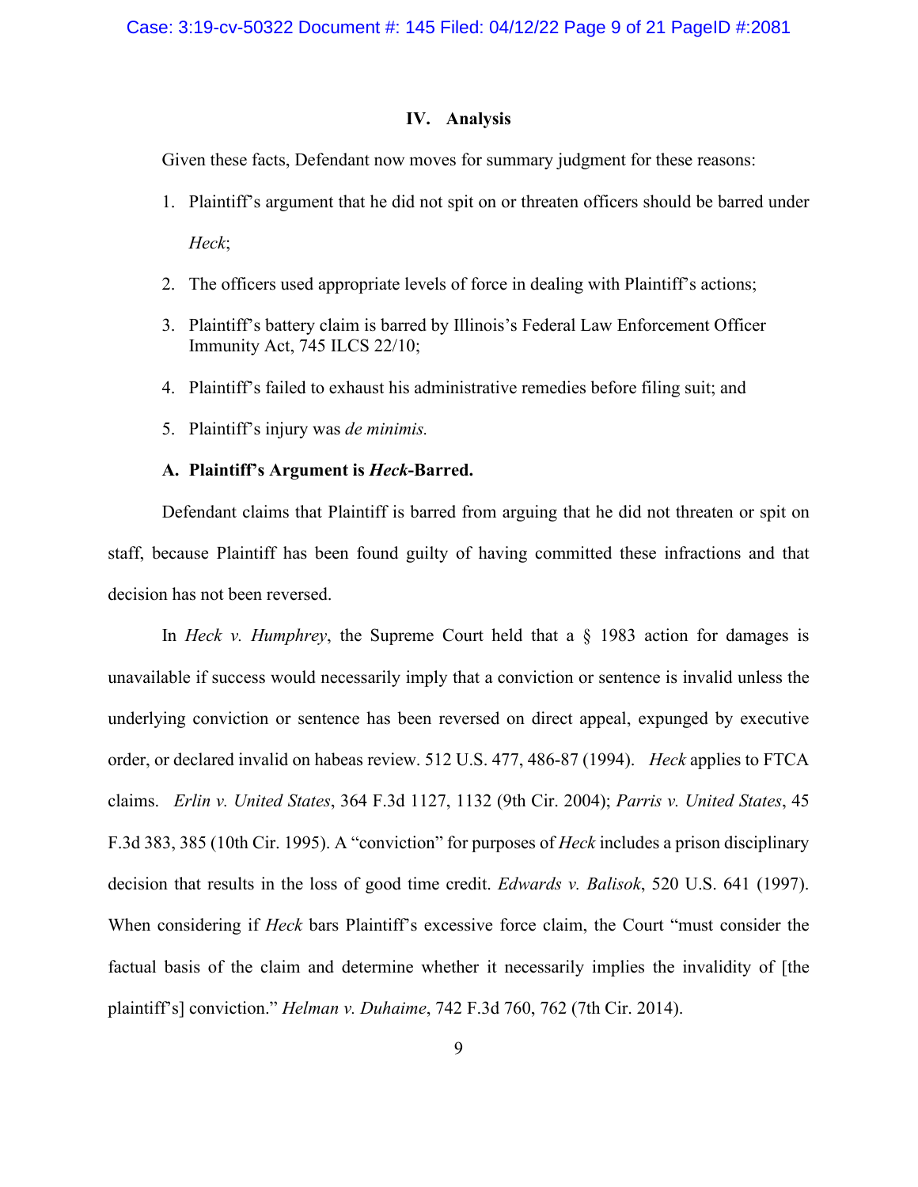## IV. Analysis

Given these facts, Defendant now moves for summary judgment for these reasons:

1. Plaintiff's argument that he did not spit on or threaten officers should be barred under *Heck*;
2. The officers used appropriate levels of force in dealing with Plaintiff's actions;
3. Plaintiff's battery claim is barred by Illinois's Federal Law Enforcement Officer Immunity Act, 745 ILCS 22/10;
4. Plaintiff's failed to exhaust his administrative remedies before filing suit; and
5. Plaintiff's injury was *de minimis.*

### A. Plaintiff's Argument is *Heck*-Barred.

Defendant claims that Plaintiff is barred from arguing that he did not threaten or spit on staff, because Plaintiff has been found guilty of having committed these infractions and that decision has not been reversed.

In *Heck v. Humphrey*, the Supreme Court held that a § 1983 action for damages is unavailable if success would necessarily imply that a conviction or sentence is invalid unless the underlying conviction or sentence has been reversed on direct appeal, expunged by executive order, or declared invalid on habeas review. 512 U.S. 477, 486-87 (1994). *Heck* applies to FTCA claims. *Erlin v. United States*, 364 F.3d 1127, 1132 (9th Cir. 2004); *Parris v. United States*, 45 F.3d 383, 385 (10th Cir. 1995). A "conviction" for purposes of *Heck* includes a prison disciplinary decision that results in the loss of good time credit. *Edwards v. Balisok*, 520 U.S. 641 (1997). When considering if *Heck* bars Plaintiff's excessive force claim, the Court "must consider the factual basis of the claim and determine whether it necessarily implies the invalidity of [the plaintiff's] conviction." *Helman v. Duhaime*, 742 F.3d 760, 762 (7th Cir. 2014).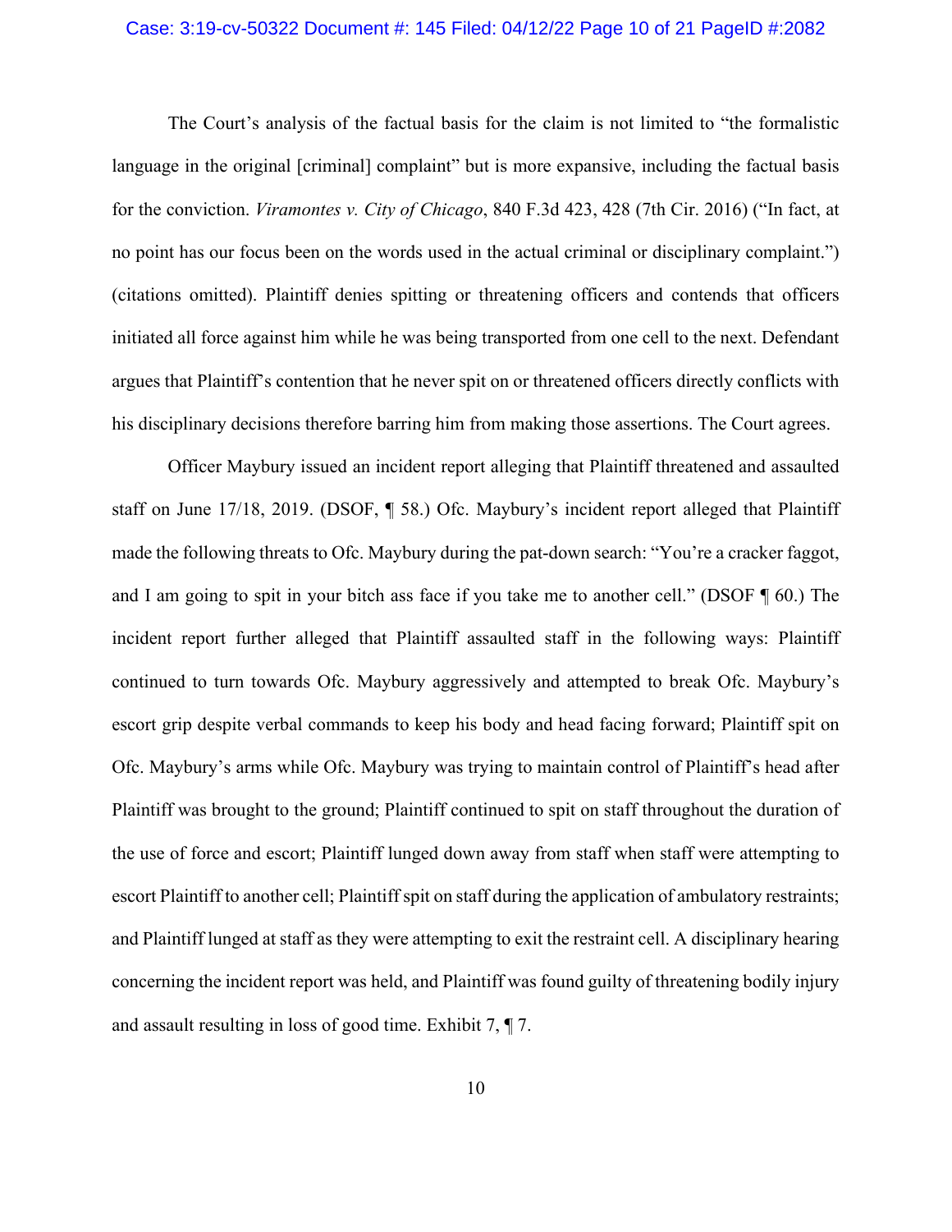The Court's analysis of the factual basis for the claim is not limited to "the formalistic language in the original [criminal] complaint" but is more expansive, including the factual basis for the conviction. *Viramontes v. City of Chicago*, 840 F.3d 423, 428 (7th Cir. 2016) ("In fact, at no point has our focus been on the words used in the actual criminal or disciplinary complaint.") (citations omitted). Plaintiff denies spitting or threatening officers and contends that officers initiated all force against him while he was being transported from one cell to the next. Defendant argues that Plaintiff's contention that he never spit on or threatened officers directly conflicts with his disciplinary decisions therefore barring him from making those assertions. The Court agrees.

Officer Maybury issued an incident report alleging that Plaintiff threatened and assaulted staff on June 17/18, 2019. (DSOF, ¶ 58.) Ofc. Maybury's incident report alleged that Plaintiff made the following threats to Ofc. Maybury during the pat-down search: "You're a cracker faggot, and I am going to spit in your bitch ass face if you take me to another cell." (DSOF ¶ 60.) The incident report further alleged that Plaintiff assaulted staff in the following ways: Plaintiff continued to turn towards Ofc. Maybury aggressively and attempted to break Ofc. Maybury's escort grip despite verbal commands to keep his body and head facing forward; Plaintiff spit on Ofc. Maybury's arms while Ofc. Maybury was trying to maintain control of Plaintiff's head after Plaintiff was brought to the ground; Plaintiff continued to spit on staff throughout the duration of the use of force and escort; Plaintiff lunged down away from staff when staff were attempting to escort Plaintiff to another cell; Plaintiff spit on staff during the application of ambulatory restraints; and Plaintiff lunged at staff as they were attempting to exit the restraint cell. A disciplinary hearing concerning the incident report was held, and Plaintiff was found guilty of threatening bodily injury and assault resulting in loss of good time. Exhibit 7, ¶ 7.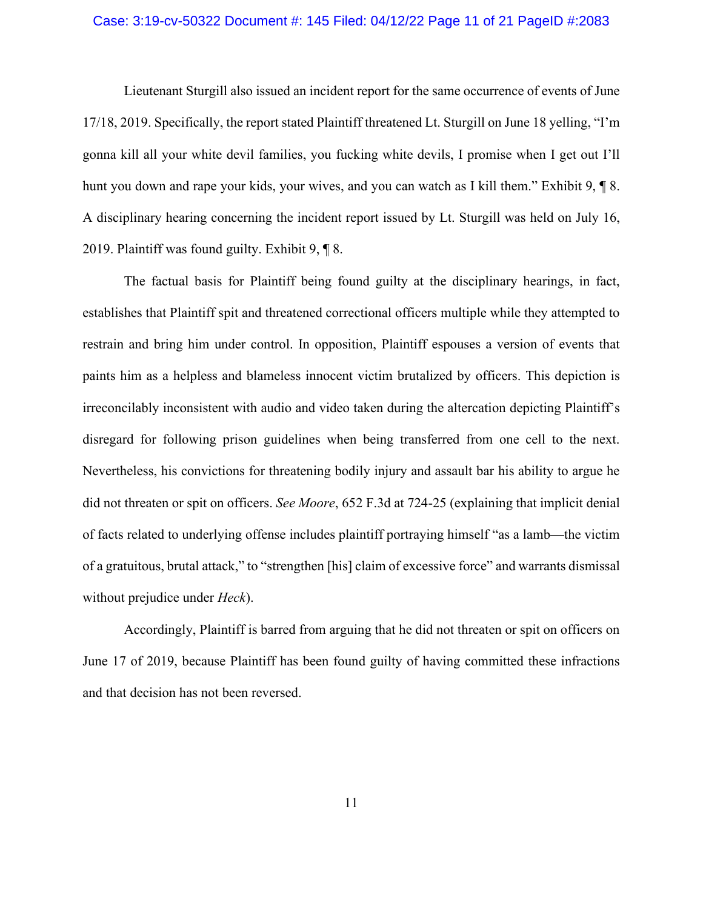Lieutenant Sturgill also issued an incident report for the same occurrence of events of June 17/18, 2019. Specifically, the report stated Plaintiff threatened Lt. Sturgill on June 18 yelling, "I'm gonna kill all your white devil families, you fucking white devils, I promise when I get out I'll hunt you down and rape your kids, your wives, and you can watch as I kill them." Exhibit 9, ¶ 8. A disciplinary hearing concerning the incident report issued by Lt. Sturgill was held on July 16, 2019. Plaintiff was found guilty. Exhibit 9, ¶ 8.

The factual basis for Plaintiff being found guilty at the disciplinary hearings, in fact, establishes that Plaintiff spit and threatened correctional officers multiple while they attempted to restrain and bring him under control. In opposition, Plaintiff espouses a version of events that paints him as a helpless and blameless innocent victim brutalized by officers. This depiction is irreconcilably inconsistent with audio and video taken during the altercation depicting Plaintiff's disregard for following prison guidelines when being transferred from one cell to the next. Nevertheless, his convictions for threatening bodily injury and assault bar his ability to argue he did not threaten or spit on officers. *See Moore*, 652 F.3d at 724-25 (explaining that implicit denial of facts related to underlying offense includes plaintiff portraying himself "as a lamb—the victim of a gratuitous, brutal attack," to "strengthen [his] claim of excessive force" and warrants dismissal without prejudice under *Heck*).

Accordingly, Plaintiff is barred from arguing that he did not threaten or spit on officers on June 17 of 2019, because Plaintiff has been found guilty of having committed these infractions and that decision has not been reversed.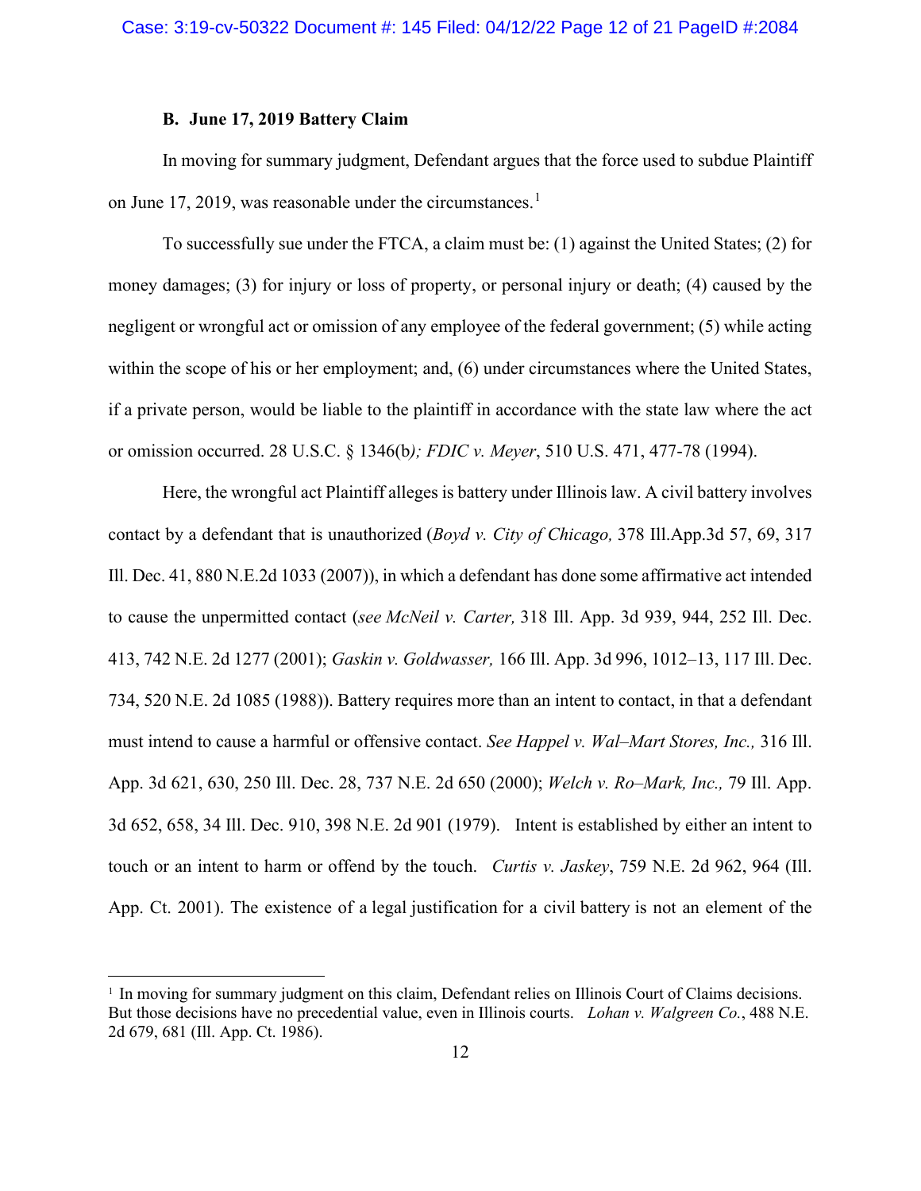### B. June 17, 2019 Battery Claim

In moving for summary judgment, Defendant argues that the force used to subdue Plaintiff on June 17, 2019, was reasonable under the circumstances.[1]

To successfully sue under the FTCA, a claim must be: (1) against the United States; (2) for money damages; (3) for injury or loss of property, or personal injury or death; (4) caused by the negligent or wrongful act or omission of any employee of the federal government; (5) while acting within the scope of his or her employment; and, (6) under circumstances where the United States, if a private person, would be liable to the plaintiff in accordance with the state law where the act or omission occurred. 28 U.S.C. § 1346(b*); FDIC v. Meyer*, 510 U.S. 471, 477-78 (1994).

Here, the wrongful act Plaintiff alleges is battery under Illinois law. A civil battery involves contact by a defendant that is unauthorized (*Boyd v. City of Chicago,* 378 Ill.App.3d 57, 69, 317 Ill. Dec. 41, 880 N.E.2d 1033 (2007)), in which a defendant has done some affirmative act intended to cause the unpermitted contact (*see McNeil v. Carter,* 318 Ill. App. 3d 939, 944, 252 Ill. Dec. 413, 742 N.E. 2d 1277 (2001); *Gaskin v. Goldwasser,* 166 Ill. App. 3d 996, 1012–13, 117 Ill. Dec. 734, 520 N.E. 2d 1085 (1988)). Battery requires more than an intent to contact, in that a defendant must intend to cause a harmful or offensive contact. *See Happel v. Wal–Mart Stores, Inc.,* 316 Ill. App. 3d 621, 630, 250 Ill. Dec. 28, 737 N.E. 2d 650 (2000); *Welch v. Ro–Mark, Inc.,* 79 Ill. App. 3d 652, 658, 34 Ill. Dec. 910, 398 N.E. 2d 901 (1979). Intent is established by either an intent to touch or an intent to harm or offend by the touch. *Curtis v. Jaskey*, 759 N.E. 2d 962, 964 (Ill. App. Ct. 2001). The existence of a legal justification for a civil battery is not an element of the

[1] In moving for summary judgment on this claim, Defendant relies on Illinois Court of Claims decisions. But those decisions have no precedential value, even in Illinois courts. *Lohan v. Walgreen Co.*, 488 N.E. 2d 679, 681 (Ill. App. Ct. 1986).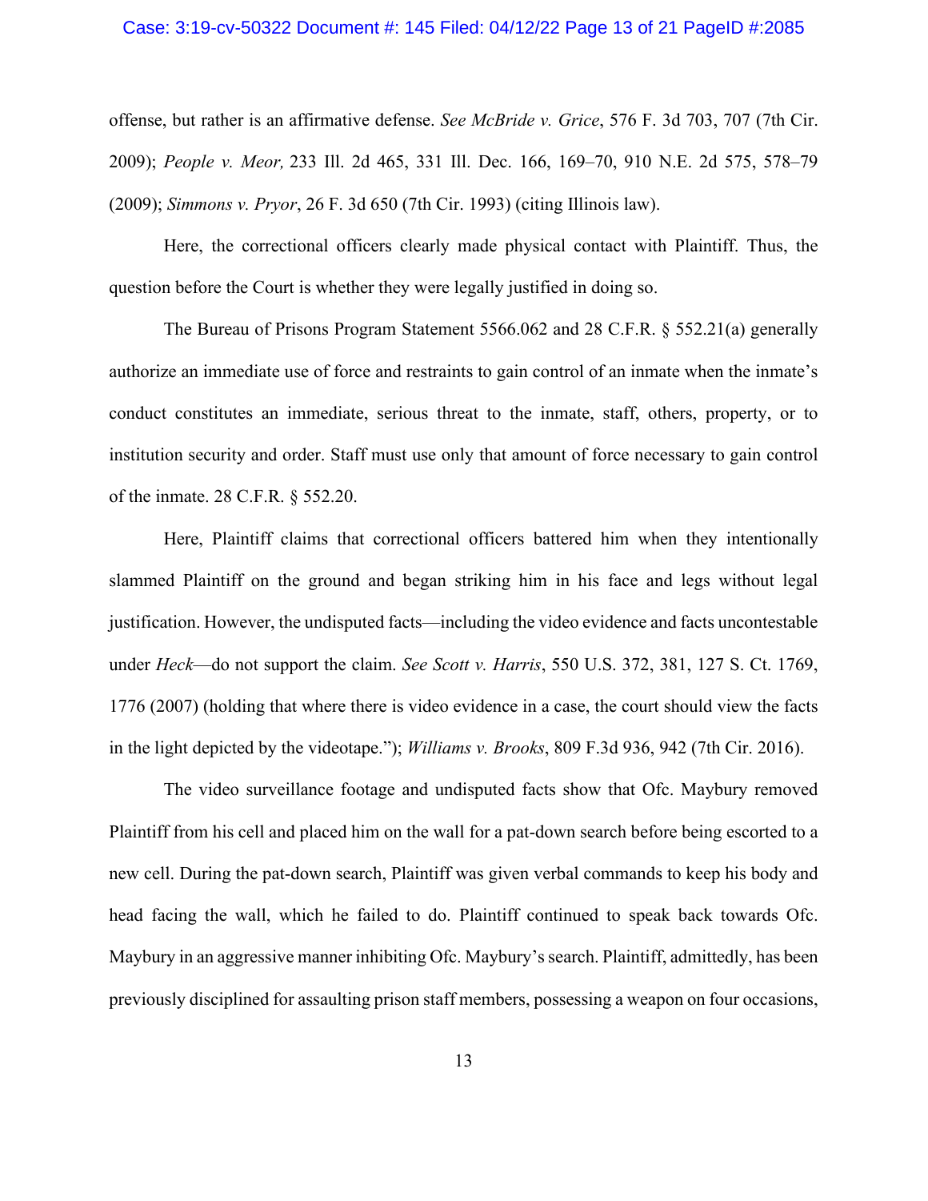offense, but rather is an affirmative defense. *See McBride v. Grice*, 576 F. 3d 703, 707 (7th Cir. 2009); *People v. Meor,* 233 Ill. 2d 465, 331 Ill. Dec. 166, 169–70, 910 N.E. 2d 575, 578–79 (2009); *Simmons v. Pryor*, 26 F. 3d 650 (7th Cir. 1993) (citing Illinois law).

Here, the correctional officers clearly made physical contact with Plaintiff. Thus, the question before the Court is whether they were legally justified in doing so.

The Bureau of Prisons Program Statement 5566.062 and 28 C.F.R. § 552.21(a) generally authorize an immediate use of force and restraints to gain control of an inmate when the inmate's conduct constitutes an immediate, serious threat to the inmate, staff, others, property, or to institution security and order. Staff must use only that amount of force necessary to gain control of the inmate. 28 C.F.R. § 552.20.

Here, Plaintiff claims that correctional officers battered him when they intentionally slammed Plaintiff on the ground and began striking him in his face and legs without legal justification. However, the undisputed facts—including the video evidence and facts uncontestable under *Heck*—do not support the claim. *See Scott v. Harris*, 550 U.S. 372, 381, 127 S. Ct. 1769, 1776 (2007) (holding that where there is video evidence in a case, the court should view the facts in the light depicted by the videotape."); *Williams v. Brooks*, 809 F.3d 936, 942 (7th Cir. 2016).

The video surveillance footage and undisputed facts show that Ofc. Maybury removed Plaintiff from his cell and placed him on the wall for a pat-down search before being escorted to a new cell. During the pat-down search, Plaintiff was given verbal commands to keep his body and head facing the wall, which he failed to do. Plaintiff continued to speak back towards Ofc. Maybury in an aggressive manner inhibiting Ofc. Maybury's search. Plaintiff, admittedly, has been previously disciplined for assaulting prison staff members, possessing a weapon on four occasions,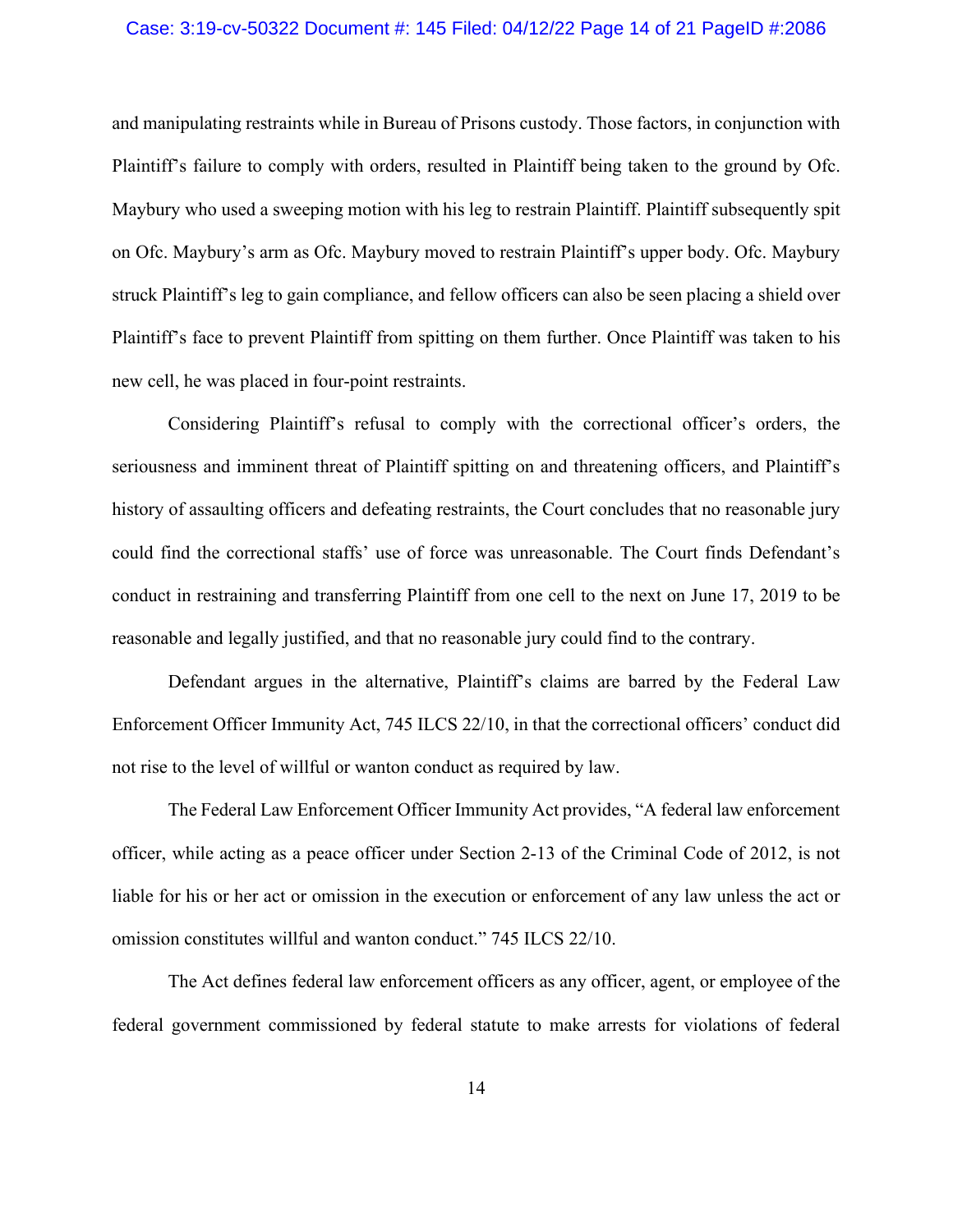and manipulating restraints while in Bureau of Prisons custody. Those factors, in conjunction with Plaintiff's failure to comply with orders, resulted in Plaintiff being taken to the ground by Ofc. Maybury who used a sweeping motion with his leg to restrain Plaintiff. Plaintiff subsequently spit on Ofc. Maybury's arm as Ofc. Maybury moved to restrain Plaintiff's upper body. Ofc. Maybury struck Plaintiff's leg to gain compliance, and fellow officers can also be seen placing a shield over Plaintiff's face to prevent Plaintiff from spitting on them further. Once Plaintiff was taken to his new cell, he was placed in four-point restraints.

Considering Plaintiff's refusal to comply with the correctional officer's orders, the seriousness and imminent threat of Plaintiff spitting on and threatening officers, and Plaintiff's history of assaulting officers and defeating restraints, the Court concludes that no reasonable jury could find the correctional staffs' use of force was unreasonable. The Court finds Defendant's conduct in restraining and transferring Plaintiff from one cell to the next on June 17, 2019 to be reasonable and legally justified, and that no reasonable jury could find to the contrary.

Defendant argues in the alternative, Plaintiff's claims are barred by the Federal Law Enforcement Officer Immunity Act, 745 ILCS 22/10, in that the correctional officers' conduct did not rise to the level of willful or wanton conduct as required by law.

The Federal Law Enforcement Officer Immunity Act provides, "A federal law enforcement officer, while acting as a peace officer under Section 2-13 of the Criminal Code of 2012, is not liable for his or her act or omission in the execution or enforcement of any law unless the act or omission constitutes willful and wanton conduct." 745 ILCS 22/10.

The Act defines federal law enforcement officers as any officer, agent, or employee of the federal government commissioned by federal statute to make arrests for violations of federal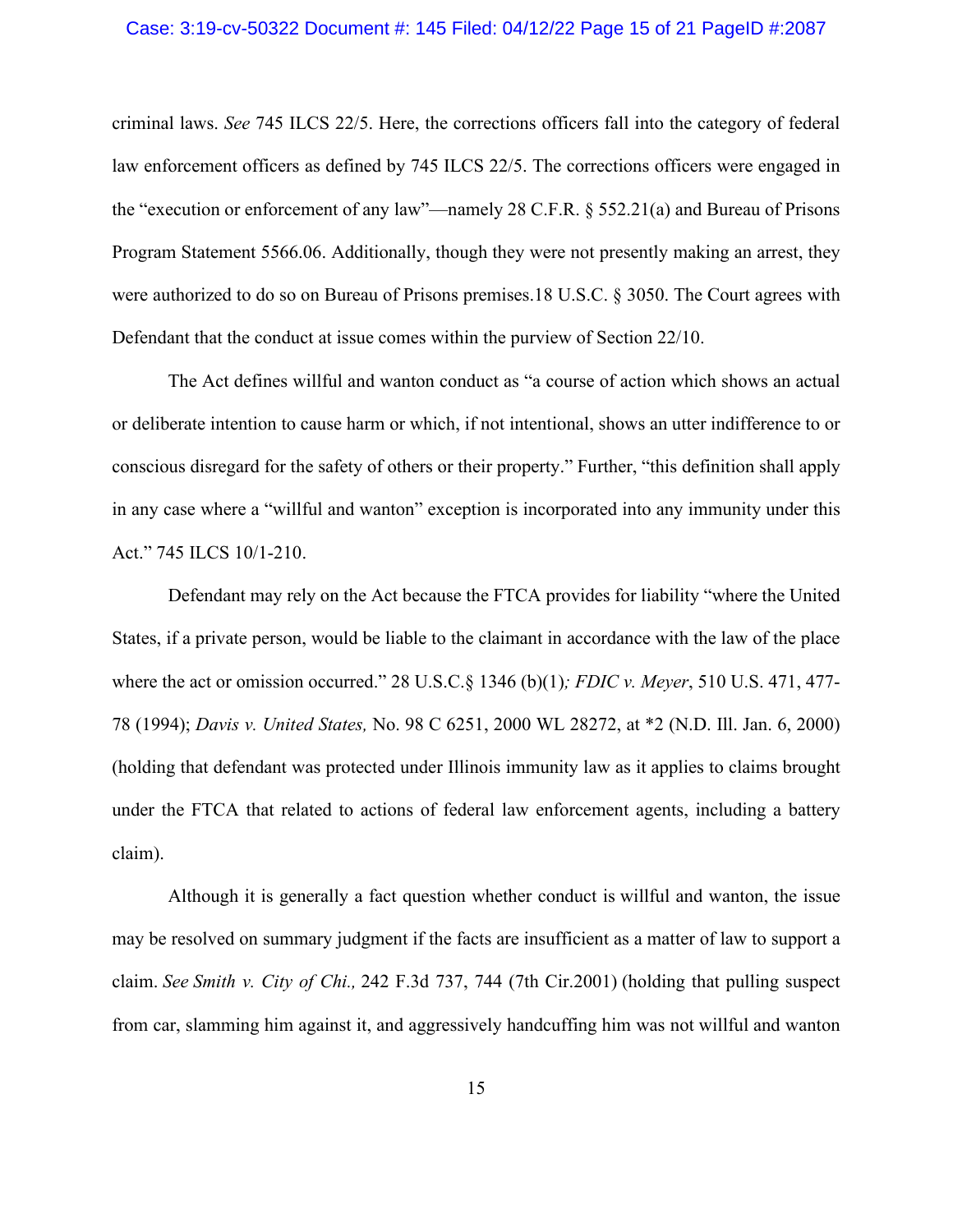criminal laws. *See* 745 ILCS 22/5. Here, the corrections officers fall into the category of federal law enforcement officers as defined by 745 ILCS 22/5. The corrections officers were engaged in the "execution or enforcement of any law"—namely 28 C.F.R. § 552.21(a) and Bureau of Prisons Program Statement 5566.06. Additionally, though they were not presently making an arrest, they were authorized to do so on Bureau of Prisons premises.18 U.S.C. § 3050. The Court agrees with Defendant that the conduct at issue comes within the purview of Section 22/10.

The Act defines willful and wanton conduct as "a course of action which shows an actual or deliberate intention to cause harm or which, if not intentional, shows an utter indifference to or conscious disregard for the safety of others or their property." Further, "this definition shall apply in any case where a "willful and wanton" exception is incorporated into any immunity under this Act." 745 ILCS 10/1-210.

Defendant may rely on the Act because the FTCA provides for liability "where the United States, if a private person, would be liable to the claimant in accordance with the law of the place where the act or omission occurred." 28 U.S.C.§ 1346 (b)(1)*; FDIC v. Meyer*, 510 U.S. 471, 477-78 (1994); *Davis v. United States,* No. 98 C 6251, 2000 WL 28272, at *2 (N.D. Ill. Jan. 6, 2000) (holding that defendant was protected under Illinois immunity law as it applies to claims brought under the FTCA that related to actions of federal law enforcement agents, including a battery claim).

Although it is generally a fact question whether conduct is willful and wanton, the issue may be resolved on summary judgment if the facts are insufficient as a matter of law to support a claim. *See Smith v. City of Chi.,* 242 F.3d 737, 744 (7th Cir.2001) (holding that pulling suspect from car, slamming him against it, and aggressively handcuffing him was not willful and wanton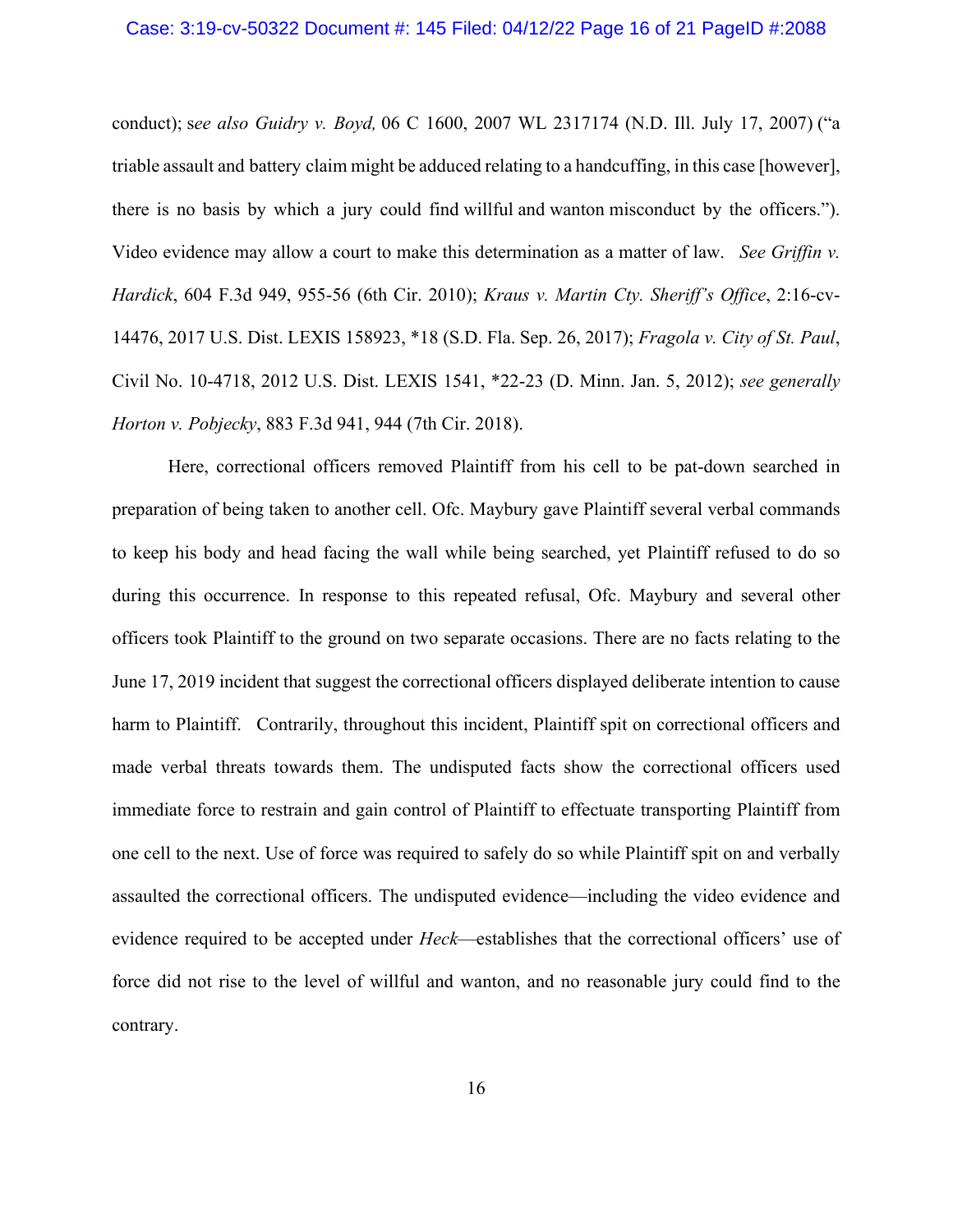conduct); *see also Guidry v. Boyd,* 06 C 1600, 2007 WL 2317174 (N.D. Ill. July 17, 2007) ("a triable assault and battery claim might be adduced relating to a handcuffing, in this case [however], there is no basis by which a jury could find willful and wanton misconduct by the officers."). Video evidence may allow a court to make this determination as a matter of law. *See Griffin v. Hardick*, 604 F.3d 949, 955-56 (6th Cir. 2010); *Kraus v. Martin Cty. Sheriff's Office*, 2:16-cv-14476, 2017 U.S. Dist. LEXIS 158923, \*18 (S.D. Fla. Sep. 26, 2017); *Fragola v. City of St. Paul*, Civil No. 10-4718, 2012 U.S. Dist. LEXIS 1541, \*22-23 (D. Minn. Jan. 5, 2012); *see generally Horton v. Pobjecky*, 883 F.3d 941, 944 (7th Cir. 2018).

Here, correctional officers removed Plaintiff from his cell to be pat-down searched in preparation of being taken to another cell. Ofc. Maybury gave Plaintiff several verbal commands to keep his body and head facing the wall while being searched, yet Plaintiff refused to do so during this occurrence. In response to this repeated refusal, Ofc. Maybury and several other officers took Plaintiff to the ground on two separate occasions. There are no facts relating to the June 17, 2019 incident that suggest the correctional officers displayed deliberate intention to cause harm to Plaintiff. Contrarily, throughout this incident, Plaintiff spit on correctional officers and made verbal threats towards them. The undisputed facts show the correctional officers used immediate force to restrain and gain control of Plaintiff to effectuate transporting Plaintiff from one cell to the next. Use of force was required to safely do so while Plaintiff spit on and verbally assaulted the correctional officers. The undisputed evidence—including the video evidence and evidence required to be accepted under *Heck*—establishes that the correctional officers' use of force did not rise to the level of willful and wanton, and no reasonable jury could find to the contrary.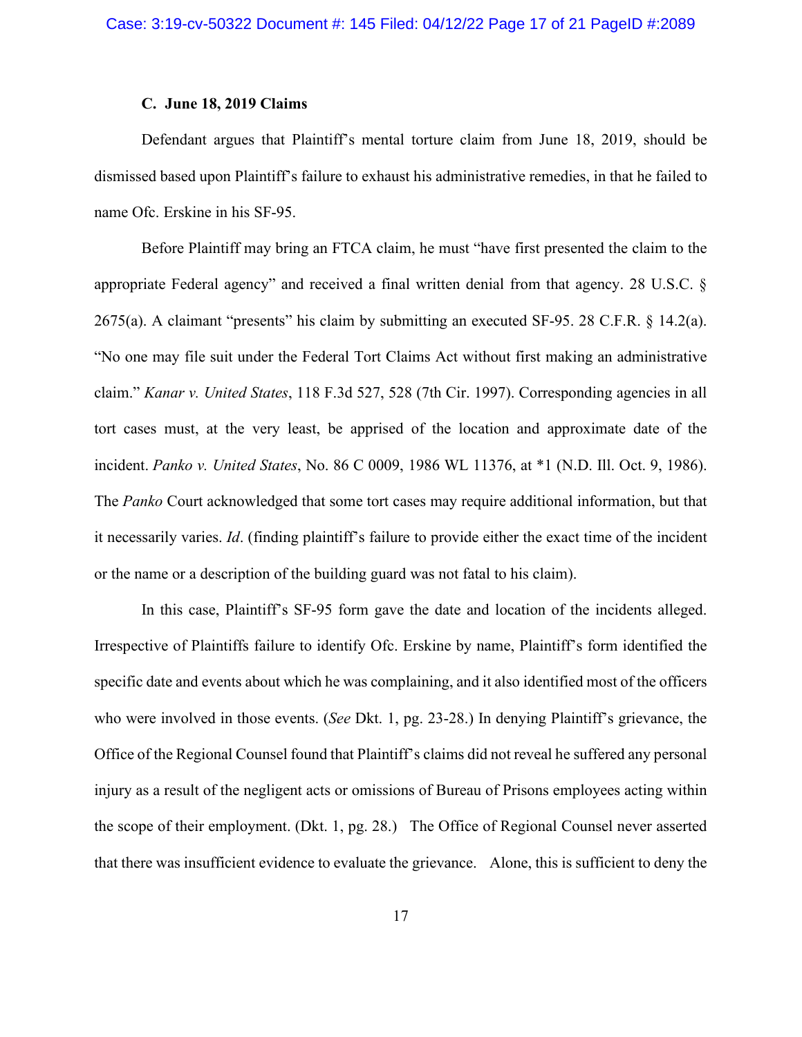### C. June 18, 2019 Claims

Defendant argues that Plaintiff's mental torture claim from June 18, 2019, should be dismissed based upon Plaintiff's failure to exhaust his administrative remedies, in that he failed to name Ofc. Erskine in his SF-95.

Before Plaintiff may bring an FTCA claim, he must "have first presented the claim to the appropriate Federal agency" and received a final written denial from that agency. 28 U.S.C. § 2675(a). A claimant "presents" his claim by submitting an executed SF-95. 28 C.F.R. § 14.2(a). "No one may file suit under the Federal Tort Claims Act without first making an administrative claim." *Kanar v. United States*, 118 F.3d 527, 528 (7th Cir. 1997). Corresponding agencies in all tort cases must, at the very least, be apprised of the location and approximate date of the incident. *Panko v. United States*, No. 86 C 0009, 1986 WL 11376, at *1 (N.D. Ill. Oct. 9, 1986). The *Panko* Court acknowledged that some tort cases may require additional information, but that it necessarily varies. *Id*. (finding plaintiff's failure to provide either the exact time of the incident or the name or a description of the building guard was not fatal to his claim).

In this case, Plaintiff's SF-95 form gave the date and location of the incidents alleged. Irrespective of Plaintiffs failure to identify Ofc. Erskine by name, Plaintiff's form identified the specific date and events about which he was complaining, and it also identified most of the officers who were involved in those events. (*See* Dkt. 1, pg. 23-28.) In denying Plaintiff's grievance, the Office of the Regional Counsel found that Plaintiff's claims did not reveal he suffered any personal injury as a result of the negligent acts or omissions of Bureau of Prisons employees acting within the scope of their employment. (Dkt. 1, pg. 28.) The Office of Regional Counsel never asserted that there was insufficient evidence to evaluate the grievance. Alone, this is sufficient to deny the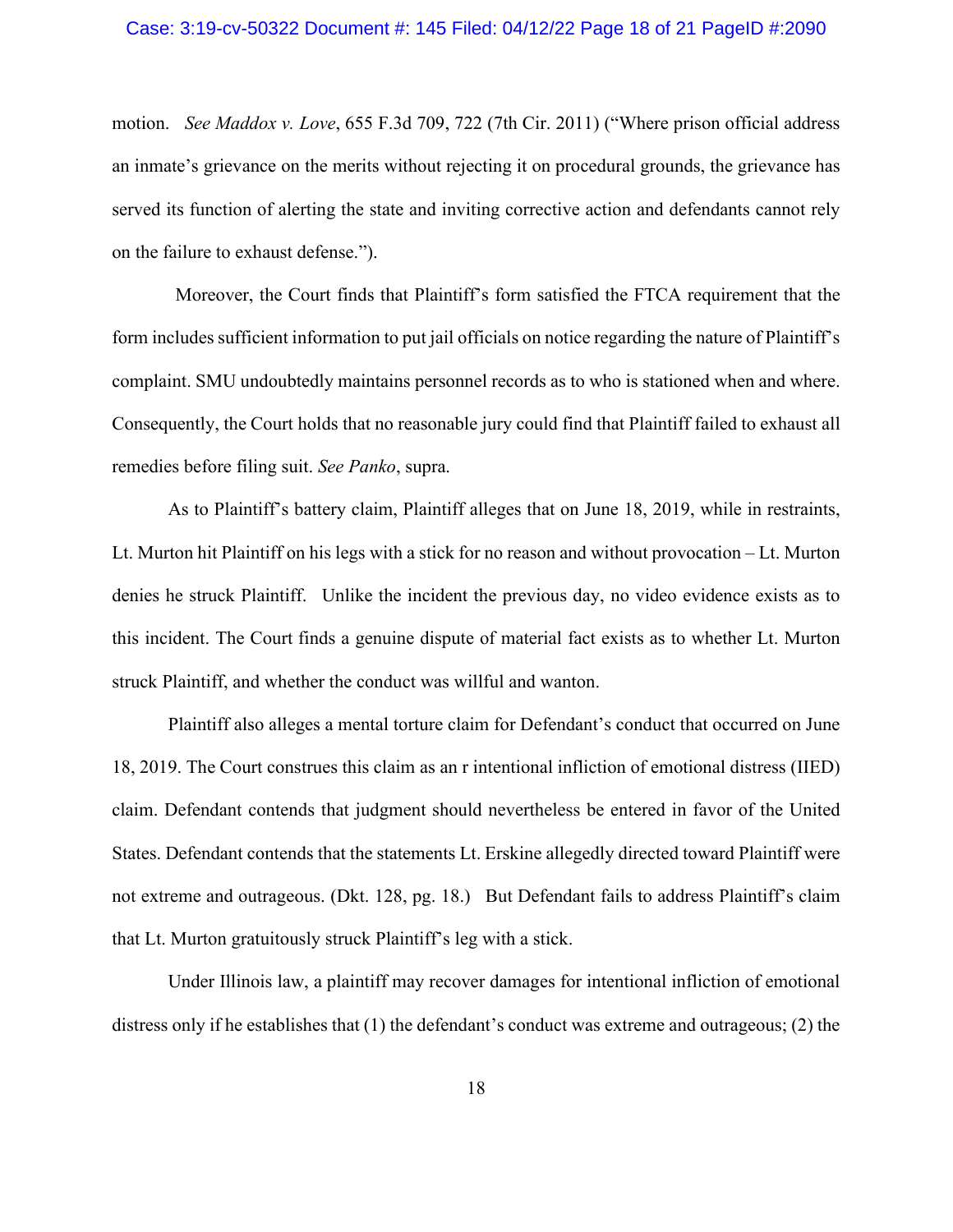motion. *See Maddox v. Love*, 655 F.3d 709, 722 (7th Cir. 2011) ("Where prison official address an inmate's grievance on the merits without rejecting it on procedural grounds, the grievance has served its function of alerting the state and inviting corrective action and defendants cannot rely on the failure to exhaust defense.").

Moreover, the Court finds that Plaintiff's form satisfied the FTCA requirement that the form includes sufficient information to put jail officials on notice regarding the nature of Plaintiff's complaint. SMU undoubtedly maintains personnel records as to who is stationed when and where. Consequently, the Court holds that no reasonable jury could find that Plaintiff failed to exhaust all remedies before filing suit. *See Panko*, supra.

As to Plaintiff's battery claim, Plaintiff alleges that on June 18, 2019, while in restraints, Lt. Murton hit Plaintiff on his legs with a stick for no reason and without provocation – Lt. Murton denies he struck Plaintiff. Unlike the incident the previous day, no video evidence exists as to this incident. The Court finds a genuine dispute of material fact exists as to whether Lt. Murton struck Plaintiff, and whether the conduct was willful and wanton.

Plaintiff also alleges a mental torture claim for Defendant's conduct that occurred on June 18, 2019. The Court construes this claim as an r intentional infliction of emotional distress (IIED) claim. Defendant contends that judgment should nevertheless be entered in favor of the United States. Defendant contends that the statements Lt. Erskine allegedly directed toward Plaintiff were not extreme and outrageous. (Dkt. 128, pg. 18.) But Defendant fails to address Plaintiff's claim that Lt. Murton gratuitously struck Plaintiff's leg with a stick.

Under Illinois law, a plaintiff may recover damages for intentional infliction of emotional distress only if he establishes that (1) the defendant's conduct was extreme and outrageous; (2) the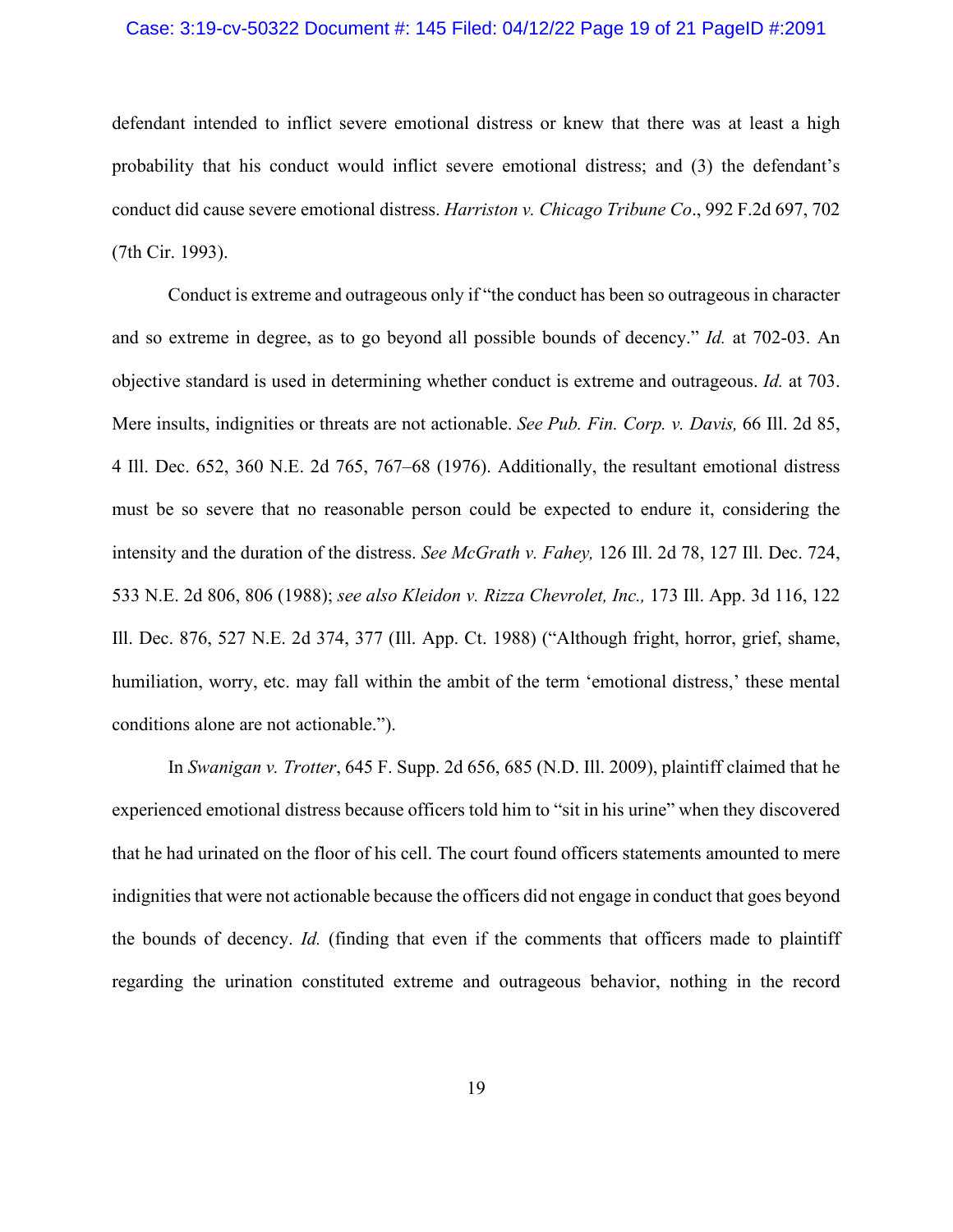defendant intended to inflict severe emotional distress or knew that there was at least a high probability that his conduct would inflict severe emotional distress; and (3) the defendant's conduct did cause severe emotional distress. *Harriston v. Chicago Tribune Co*., 992 F.2d 697, 702 (7th Cir. 1993).

Conduct is extreme and outrageous only if "the conduct has been so outrageous in character and so extreme in degree, as to go beyond all possible bounds of decency." *Id.* at 702-03. An objective standard is used in determining whether conduct is extreme and outrageous. *Id.* at 703. Mere insults, indignities or threats are not actionable. *See Pub. Fin. Corp. v. Davis,* 66 Ill. 2d 85, 4 Ill. Dec. 652, 360 N.E. 2d 765, 767–68 (1976). Additionally, the resultant emotional distress must be so severe that no reasonable person could be expected to endure it, considering the intensity and the duration of the distress. *See McGrath v. Fahey,* 126 Ill. 2d 78, 127 Ill. Dec. 724, 533 N.E. 2d 806, 806 (1988); *see also Kleidon v. Rizza Chevrolet, Inc.,* 173 Ill. App. 3d 116, 122 Ill. Dec. 876, 527 N.E. 2d 374, 377 (Ill. App. Ct. 1988) ("Although fright, horror, grief, shame, humiliation, worry, etc. may fall within the ambit of the term 'emotional distress,' these mental conditions alone are not actionable.").

In *Swanigan v. Trotter*, 645 F. Supp. 2d 656, 685 (N.D. Ill. 2009), plaintiff claimed that he experienced emotional distress because officers told him to "sit in his urine" when they discovered that he had urinated on the floor of his cell. The court found officers statements amounted to mere indignities that were not actionable because the officers did not engage in conduct that goes beyond the bounds of decency. *Id.* (finding that even if the comments that officers made to plaintiff regarding the urination constituted extreme and outrageous behavior, nothing in the record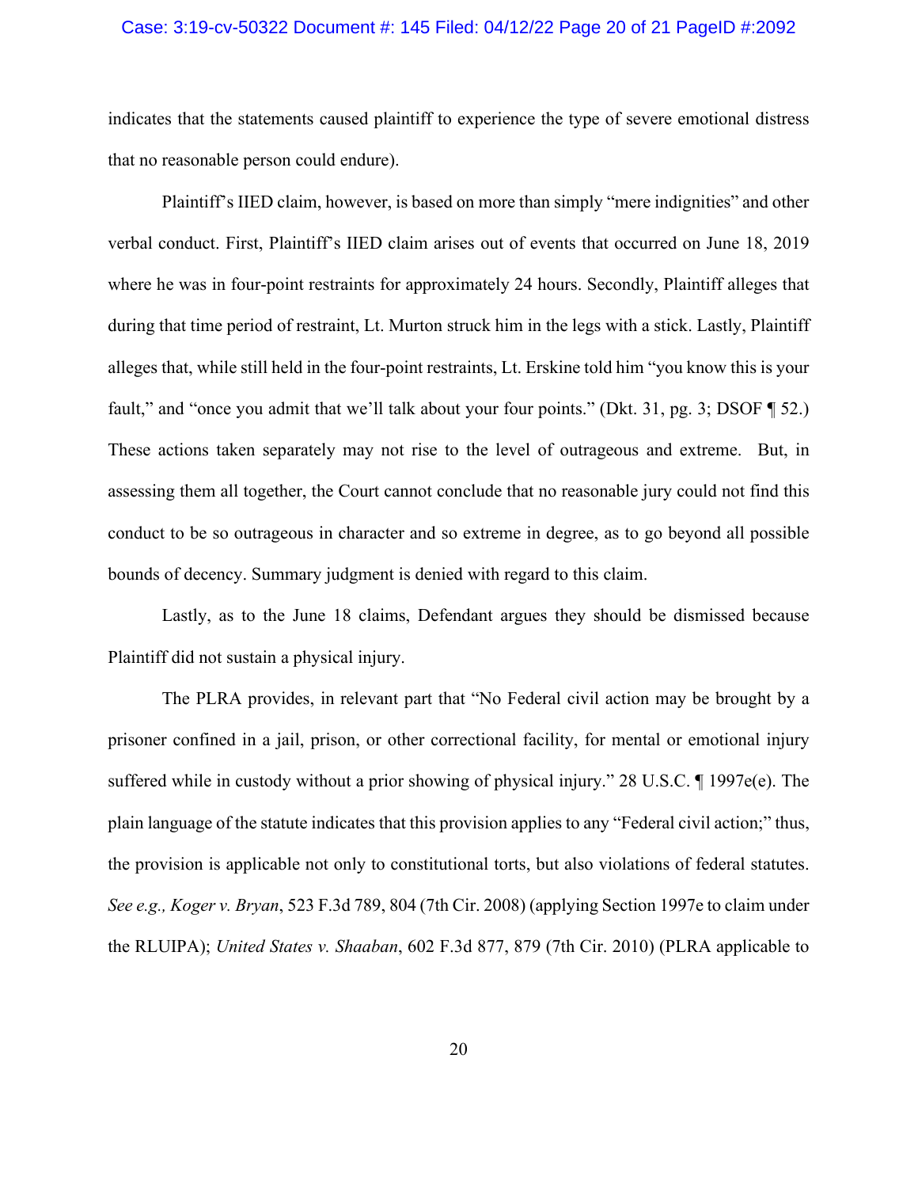indicates that the statements caused plaintiff to experience the type of severe emotional distress that no reasonable person could endure).

Plaintiff's IIED claim, however, is based on more than simply "mere indignities" and other verbal conduct. First, Plaintiff's IIED claim arises out of events that occurred on June 18, 2019 where he was in four-point restraints for approximately 24 hours. Secondly, Plaintiff alleges that during that time period of restraint, Lt. Murton struck him in the legs with a stick. Lastly, Plaintiff alleges that, while still held in the four-point restraints, Lt. Erskine told him "you know this is your fault," and "once you admit that we'll talk about your four points." (Dkt. 31, pg. 3; DSOF ¶ 52.) These actions taken separately may not rise to the level of outrageous and extreme. But, in assessing them all together, the Court cannot conclude that no reasonable jury could not find this conduct to be so outrageous in character and so extreme in degree, as to go beyond all possible bounds of decency. Summary judgment is denied with regard to this claim.

Lastly, as to the June 18 claims, Defendant argues they should be dismissed because Plaintiff did not sustain a physical injury.

The PLRA provides, in relevant part that "No Federal civil action may be brought by a prisoner confined in a jail, prison, or other correctional facility, for mental or emotional injury suffered while in custody without a prior showing of physical injury." 28 U.S.C. ¶ 1997e(e). The plain language of the statute indicates that this provision applies to any "Federal civil action;" thus, the provision is applicable not only to constitutional torts, but also violations of federal statutes. *See e.g., Koger v. Bryan*, 523 F.3d 789, 804 (7th Cir. 2008) (applying Section 1997e to claim under the RLUIPA); *United States v. Shaaban*, 602 F.3d 877, 879 (7th Cir. 2010) (PLRA applicable to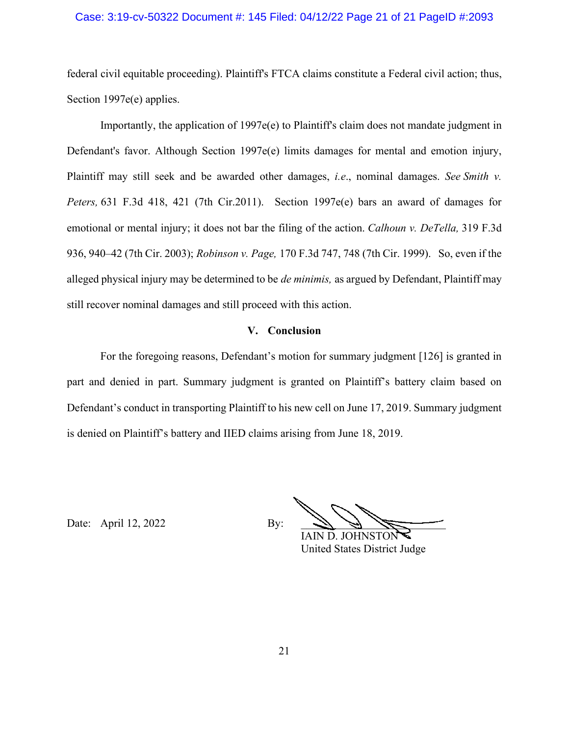federal civil equitable proceeding). Plaintiff's FTCA claims constitute a Federal civil action; thus, Section 1997e(e) applies.

Importantly, the application of 1997e(e) to Plaintiff's claim does not mandate judgment in Defendant's favor. Although Section 1997e(e) limits damages for mental and emotion injury, Plaintiff may still seek and be awarded other damages, *i.e*., nominal damages. *See Smith v. Peters,* 631 F.3d 418, 421 (7th Cir.2011). Section 1997e(e) bars an award of damages for emotional or mental injury; it does not bar the filing of the action. *Calhoun v. DeTella,* 319 F.3d 936, 940–42 (7th Cir. 2003); *Robinson v. Page,* 170 F.3d 747, 748 (7th Cir. 1999). So, even if the alleged physical injury may be determined to be *de minimis,* as argued by Defendant, Plaintiff may still recover nominal damages and still proceed with this action.

## V. Conclusion

For the foregoing reasons, Defendant's motion for summary judgment [126] is granted in part and denied in part. Summary judgment is granted on Plaintiff's battery claim based on Defendant's conduct in transporting Plaintiff to his new cell on June 17, 2019. Summary judgment is denied on Plaintiff's battery and IIED claims arising from June 18, 2019.

Date: April 12, 2022

By: ____________________
IAIN D. JOHNSTON
United States District Judge